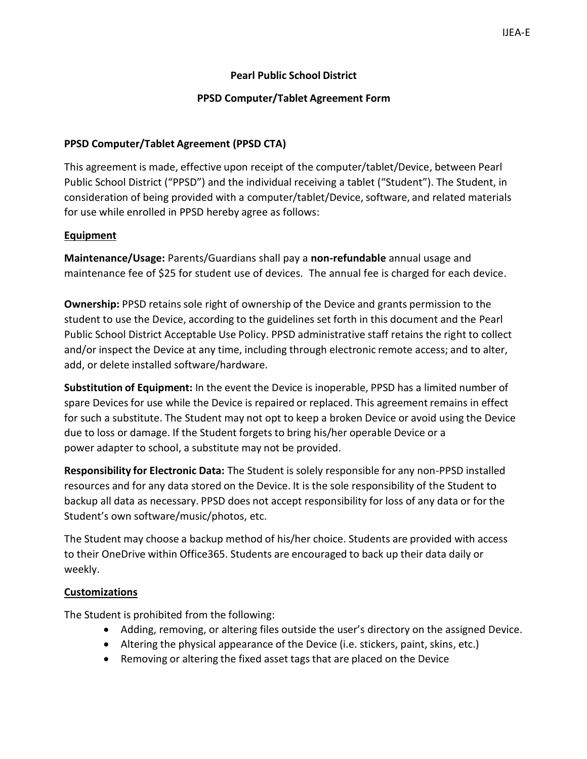IJEA-E

# Pearl Public School District

## PPSD Computer/Tablet Agreement Form

### PPSD Computer/Tablet Agreement (PPSD CTA)

This agreement is made, effective upon receipt of the computer/tablet/Device, between Pearl Public School District ("PPSD") and the individual receiving a tablet ("Student"). The Student, in consideration of being provided with a computer/tablet/Device, software, and related materials for use while enrolled in PPSD hereby agree as follows:

### Equipment

**Maintenance/Usage:** Parents/Guardians shall pay a **non-refundable** annual usage and maintenance fee of $25 for student use of devices. The annual fee is charged for each device.

**Ownership:** PPSD retains sole right of ownership of the Device and grants permission to the student to use the Device, according to the guidelines set forth in this document and the Pearl Public School District Acceptable Use Policy. PPSD administrative staff retains the right to collect and/or inspect the Device at any time, including through electronic remote access; and to alter, add, or delete installed software/hardware.

**Substitution of Equipment:** In the event the Device is inoperable, PPSD has a limited number of spare Devices for use while the Device is repaired or replaced. This agreement remains in effect for such a substitute. The Student may not opt to keep a broken Device or avoid using the Device due to loss or damage. If the Student forgets to bring his/her operable Device or a power adapter to school, a substitute may not be provided.

**Responsibility for Electronic Data:** The Student is solely responsible for any non-PPSD installed resources and for any data stored on the Device. It is the sole responsibility of the Student to backup all data as necessary. PPSD does not accept responsibility for loss of any data or for the Student's own software/music/photos, etc.

The Student may choose a backup method of his/her choice. Students are provided with access to their OneDrive within Office365. Students are encouraged to back up their data daily or weekly.

### Customizations

The Student is prohibited from the following:

- Adding, removing, or altering files outside the user's directory on the assigned Device.
- Altering the physical appearance of the Device (i.e. stickers, paint, skins, etc.)
- Removing or altering the fixed asset tags that are placed on the Device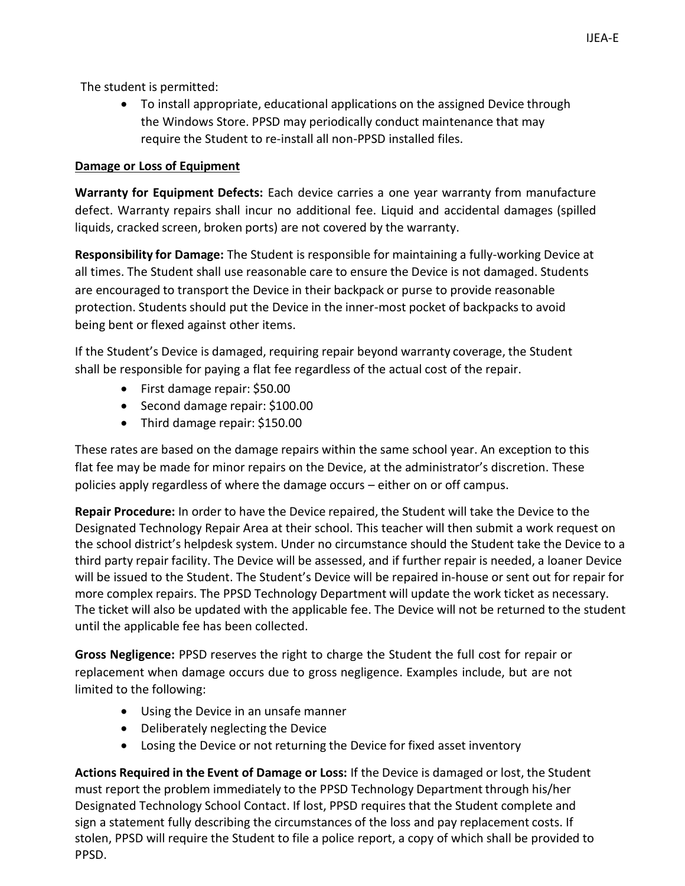The student is permitted:

- To install appropriate, educational applications on the assigned Device through the Windows Store. PPSD may periodically conduct maintenance that may require the Student to re-install all non-PPSD installed files.

## Damage or Loss of Equipment

**Warranty for Equipment Defects:** Each device carries a one year warranty from manufacture defect. Warranty repairs shall incur no additional fee. Liquid and accidental damages (spilled liquids, cracked screen, broken ports) are not covered by the warranty.

**Responsibility for Damage:** The Student is responsible for maintaining a fully-working Device at all times. The Student shall use reasonable care to ensure the Device is not damaged. Students are encouraged to transport the Device in their backpack or purse to provide reasonable protection. Students should put the Device in the inner-most pocket of backpacks to avoid being bent or flexed against other items.

If the Student's Device is damaged, requiring repair beyond warranty coverage, the Student shall be responsible for paying a flat fee regardless of the actual cost of the repair.

- First damage repair: $50.00
- Second damage repair: $100.00
- Third damage repair: $150.00

These rates are based on the damage repairs within the same school year. An exception to this flat fee may be made for minor repairs on the Device, at the administrator's discretion. These policies apply regardless of where the damage occurs – either on or off campus.

**Repair Procedure:** In order to have the Device repaired, the Student will take the Device to the Designated Technology Repair Area at their school. This teacher will then submit a work request on the school district's helpdesk system. Under no circumstance should the Student take the Device to a third party repair facility. The Device will be assessed, and if further repair is needed, a loaner Device will be issued to the Student. The Student's Device will be repaired in-house or sent out for repair for more complex repairs. The PPSD Technology Department will update the work ticket as necessary. The ticket will also be updated with the applicable fee. The Device will not be returned to the student until the applicable fee has been collected.

**Gross Negligence:** PPSD reserves the right to charge the Student the full cost for repair or replacement when damage occurs due to gross negligence. Examples include, but are not limited to the following:

- Using the Device in an unsafe manner
- Deliberately neglecting the Device
- Losing the Device or not returning the Device for fixed asset inventory

**Actions Required in the Event of Damage or Loss:** If the Device is damaged or lost, the Student must report the problem immediately to the PPSD Technology Department through his/her Designated Technology School Contact. If lost, PPSD requires that the Student complete and sign a statement fully describing the circumstances of the loss and pay replacement costs. If stolen, PPSD will require the Student to file a police report, a copy of which shall be provided to PPSD.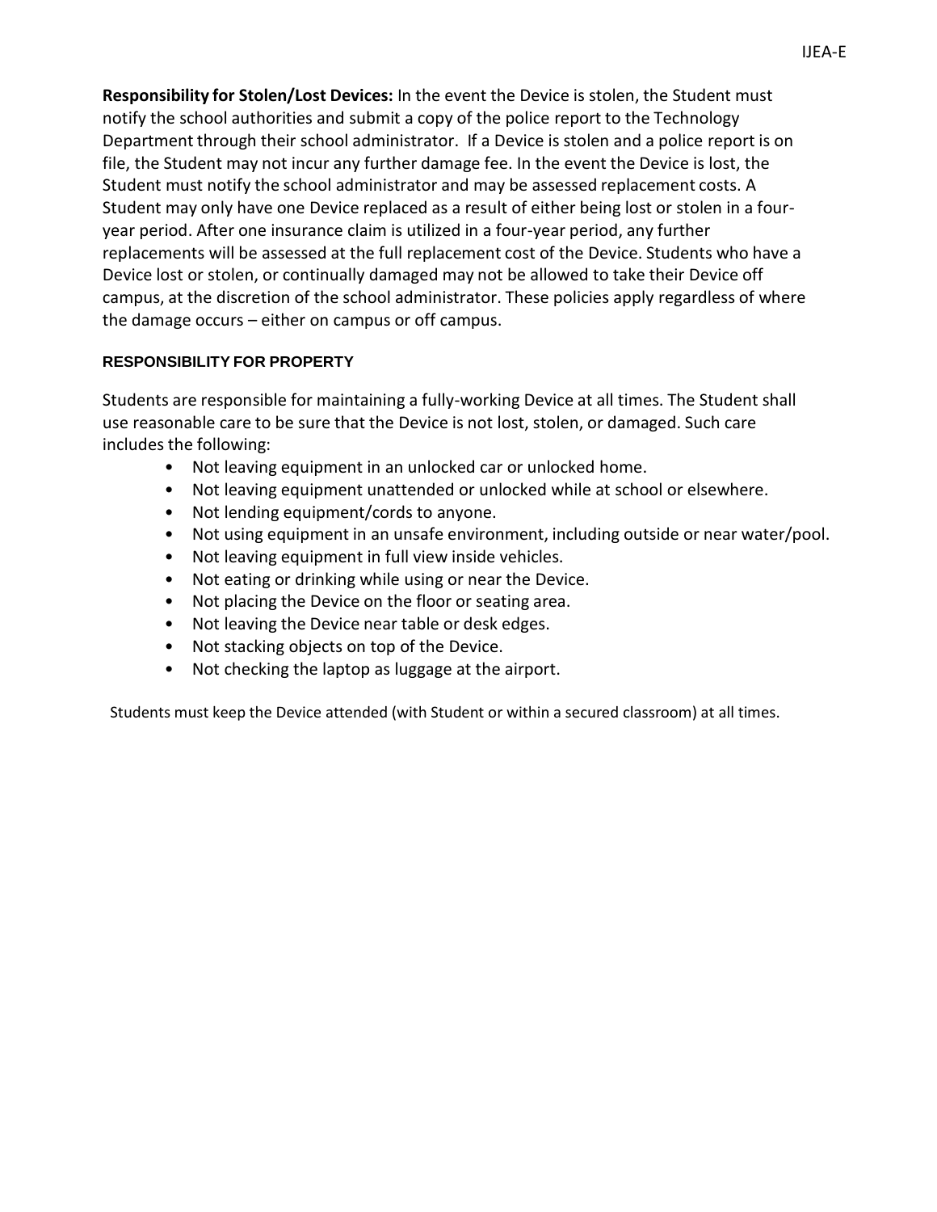**Responsibility for Stolen/Lost Devices:** In the event the Device is stolen, the Student must notify the school authorities and submit a copy of the police report to the Technology Department through their school administrator. If a Device is stolen and a police report is on file, the Student may not incur any further damage fee. In the event the Device is lost, the Student must notify the school administrator and may be assessed replacement costs. A Student may only have one Device replaced as a result of either being lost or stolen in a four-year period. After one insurance claim is utilized in a four-year period, any further replacements will be assessed at the full replacement cost of the Device. Students who have a Device lost or stolen, or continually damaged may not be allowed to take their Device off campus, at the discretion of the school administrator. These policies apply regardless of where the damage occurs – either on campus or off campus.

## RESPONSIBILITY FOR PROPERTY

Students are responsible for maintaining a fully-working Device at all times. The Student shall use reasonable care to be sure that the Device is not lost, stolen, or damaged. Such care includes the following:

- Not leaving equipment in an unlocked car or unlocked home.
- Not leaving equipment unattended or unlocked while at school or elsewhere.
- Not lending equipment/cords to anyone.
- Not using equipment in an unsafe environment, including outside or near water/pool.
- Not leaving equipment in full view inside vehicles.
- Not eating or drinking while using or near the Device.
- Not placing the Device on the floor or seating area.
- Not leaving the Device near table or desk edges.
- Not stacking objects on top of the Device.
- Not checking the laptop as luggage at the airport.

Students must keep the Device attended (with Student or within a secured classroom) at all times.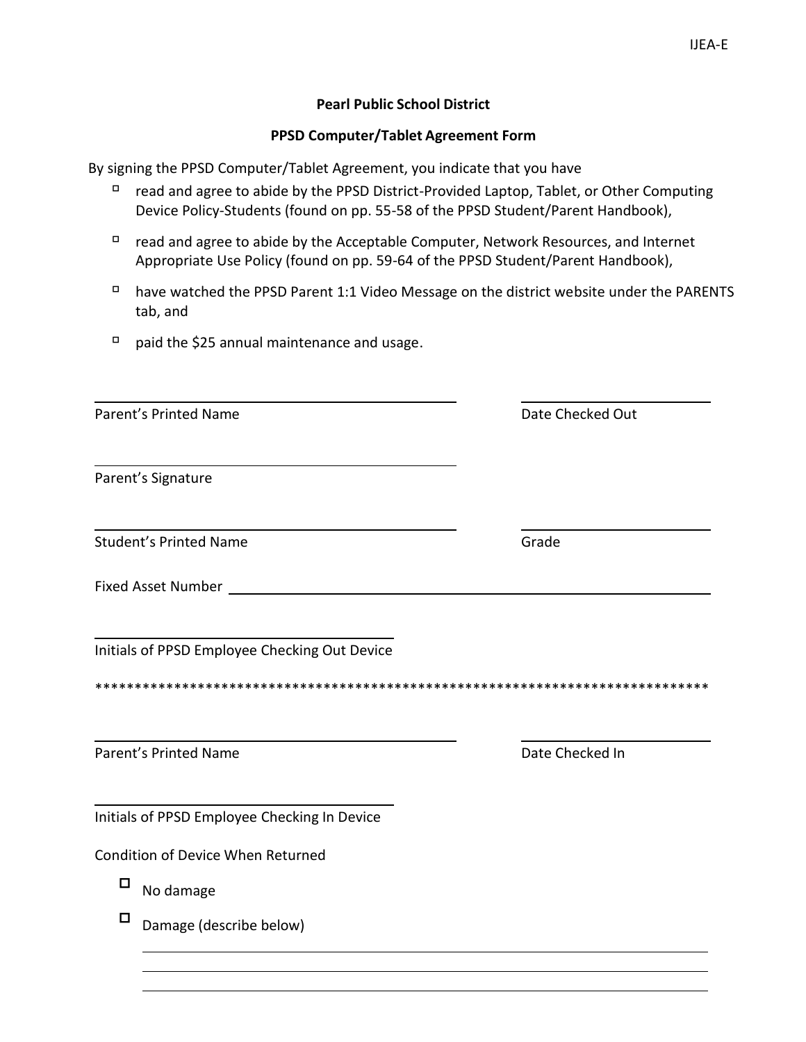IJEA-E

**Pearl Public School District**

**PPSD Computer/Tablet Agreement Form**

By signing the PPSD Computer/Tablet Agreement, you indicate that you have

- ☐ read and agree to abide by the PPSD District-Provided Laptop, Tablet, or Other Computing Device Policy-Students (found on pp. 55-58 of the PPSD Student/Parent Handbook),
- ☐ read and agree to abide by the Acceptable Computer, Network Resources, and Internet Appropriate Use Policy (found on pp. 59-64 of the PPSD Student/Parent Handbook),
- ☐ have watched the PPSD Parent 1:1 Video Message on the district website under the PARENTS tab, and
- ☐ paid the $25 annual maintenance and usage.

\_\_\_\_\_\_\_\_\_\_\_\_\_\_\_\_\_\_\_\_\_\_\_\_\_\_\_\_\_\_\_\_\_\_\_\_ \_\_\_\_\_\_\_\_\_\_\_\_\_\_\_\_\_\_\_\_
Parent's Printed Name Date Checked Out

\_\_\_\_\_\_\_\_\_\_\_\_\_\_\_\_\_\_\_\_\_\_\_\_\_\_\_\_\_\_\_\_\_\_\_\_
Parent's Signature

\_\_\_\_\_\_\_\_\_\_\_\_\_\_\_\_\_\_\_\_\_\_\_\_\_\_\_\_\_\_\_\_\_\_\_\_ \_\_\_\_\_\_\_\_\_\_\_\_\_\_\_\_\_\_\_\_
Student's Printed Name Grade

Fixed Asset Number \_\_\_\_\_\_\_\_\_\_\_\_\_\_\_\_\_\_\_\_\_\_\_\_\_\_\_\_\_\_\_\_\_\_\_\_\_\_\_\_\_\_\_\_

\_\_\_\_\_\_\_\_\_\_\_\_\_\_\_\_\_\_\_\_\_\_\_\_\_\_\_\_\_\_\_\_
Initials of PPSD Employee Checking Out Device

********************************************************************************

\_\_\_\_\_\_\_\_\_\_\_\_\_\_\_\_\_\_\_\_\_\_\_\_\_\_\_\_\_\_\_\_\_\_\_\_ \_\_\_\_\_\_\_\_\_\_\_\_\_\_\_\_\_\_\_\_
Parent's Printed Name Date Checked In

\_\_\_\_\_\_\_\_\_\_\_\_\_\_\_\_\_\_\_\_\_\_\_\_\_\_\_\_\_\_\_\_
Initials of PPSD Employee Checking In Device

Condition of Device When Returned

- ☐ No damage
- ☐ Damage (describe below)

\_\_\_\_\_\_\_\_\_\_\_\_\_\_\_\_\_\_\_\_\_\_\_\_\_\_\_\_\_\_\_\_\_\_\_\_\_\_\_\_\_\_\_\_\_\_\_\_\_\_\_\_\_\_\_\_\_\_
\_\_\_\_\_\_\_\_\_\_\_\_\_\_\_\_\_\_\_\_\_\_\_\_\_\_\_\_\_\_\_\_\_\_\_\_\_\_\_\_\_\_\_\_\_\_\_\_\_\_\_\_\_\_\_\_\_\_
\_\_\_\_\_\_\_\_\_\_\_\_\_\_\_\_\_\_\_\_\_\_\_\_\_\_\_\_\_\_\_\_\_\_\_\_\_\_\_\_\_\_\_\_\_\_\_\_\_\_\_\_\_\_\_\_\_\_